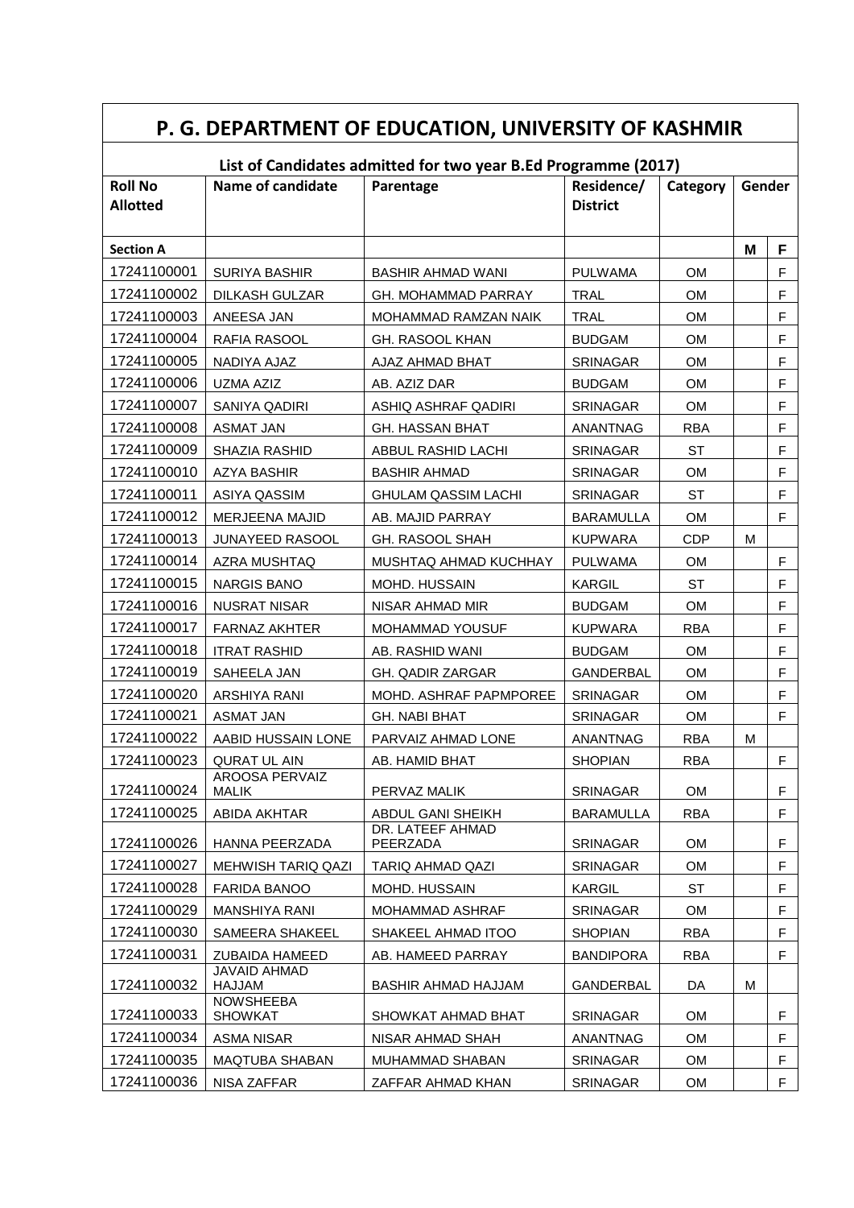# P. G. DEPARTMENT OF EDUCATION, UNIVERSITY OF KASHMIR

## List of Candidates admitted for two year B.Ed Programme (2017)

| Roll No Allotted | Name of candidate | Parentage | Residence/ District | Category | Gender | |
|---|---|---|---|---|---|---|
| **Section A** | | | | | **M** | **F** |
| 17241100001 | SURIYA BASHIR | BASHIR AHMAD WANI | PULWAMA | OM | | F |
| 17241100002 | DILKASH GULZAR | GH. MOHAMMAD PARRAY | TRAL | OM | | F |
| 17241100003 | ANEESA JAN | MOHAMMAD RAMZAN NAIK | TRAL | OM | | F |
| 17241100004 | RAFIA RASOOL | GH. RASOOL KHAN | BUDGAM | OM | | F |
| 17241100005 | NADIYA AJAZ | AJAZ AHMAD BHAT | SRINAGAR | OM | | F |
| 17241100006 | UZMA AZIZ | AB. AZIZ DAR | BUDGAM | OM | | F |
| 17241100007 | SANIYA QADIRI | ASHIQ ASHRAF QADIRI | SRINAGAR | OM | | F |
| 17241100008 | ASMAT JAN | GH. HASSAN BHAT | ANANTNAG | RBA | | F |
| 17241100009 | SHAZIA RASHID | ABBUL RASHID LACHI | SRINAGAR | ST | | F |
| 17241100010 | AZYA BASHIR | BASHIR AHMAD | SRINAGAR | OM | | F |
| 17241100011 | ASIYA QASSIM | GHULAM QASSIM LACHI | SRINAGAR | ST | | F |
| 17241100012 | MERJEENA MAJID | AB. MAJID PARRAY | BARAMULLA | OM | | F |
| 17241100013 | JUNAYEED RASOOL | GH. RASOOL SHAH | KUPWARA | CDP | M | |
| 17241100014 | AZRA MUSHTAQ | MUSHTAQ AHMAD KUCHHAY | PULWAMA | OM | | F |
| 17241100015 | NARGIS BANO | MOHD. HUSSAIN | KARGIL | ST | | F |
| 17241100016 | NUSRAT NISAR | NISAR AHMAD MIR | BUDGAM | OM | | F |
| 17241100017 | FARNAZ AKHTER | MOHAMMAD YOUSUF | KUPWARA | RBA | | F |
| 17241100018 | ITRAT RASHID | AB. RASHID WANI | BUDGAM | OM | | F |
| 17241100019 | SAHEELA JAN | GH. QADIR ZARGAR | GANDERBAL | OM | | F |
| 17241100020 | ARSHIYA RANI | MOHD. ASHRAF PAPMPOREE | SRINAGAR | OM | | F |
| 17241100021 | ASMAT JAN | GH. NABI BHAT | SRINAGAR | OM | | F |
| 17241100022 | AABID HUSSAIN LONE | PARVAIZ AHMAD LONE | ANANTNAG | RBA | M | |
| 17241100023 | QURAT UL AIN | AB. HAMID BHAT | SHOPIAN | RBA | | F |
| 17241100024 | AROOSA PERVAIZ MALIK | PERVAZ MALIK | SRINAGAR | OM | | F |
| 17241100025 | ABIDA AKHTAR | ABDUL GANI SHEIKH | BARAMULLA | RBA | | F |
| 17241100026 | HANNA PEERZADA | DR. LATEEF AHMAD PEERZADA | SRINAGAR | OM | | F |
| 17241100027 | MEHWISH TARIQ QAZI | TARIQ AHMAD QAZI | SRINAGAR | OM | | F |
| 17241100028 | FARIDA BANOO | MOHD. HUSSAIN | KARGIL | ST | | F |
| 17241100029 | MANSHIYA RANI | MOHAMMAD ASHRAF | SRINAGAR | OM | | F |
| 17241100030 | SAMEERA SHAKEEL | SHAKEEL AHMAD ITOO | SHOPIAN | RBA | | F |
| 17241100031 | ZUBAIDA HAMEED | AB. HAMEED PARRAY | BANDIPORA | RBA | | F |
| 17241100032 | JAVAID AHMAD HAJJAM | BASHIR AHMAD HAJJAM | GANDERBAL | DA | M | |
| 17241100033 | NOWSHEEBA SHOWKAT | SHOWKAT AHMAD BHAT | SRINAGAR | OM | | F |
| 17241100034 | ASMA NISAR | NISAR AHMAD SHAH | ANANTNAG | OM | | F |
| 17241100035 | MAQTUBA SHABAN | MUHAMMAD SHABAN | SRINAGAR | OM | | F |
| 17241100036 | NISA ZAFFAR | ZAFFAR AHMAD KHAN | SRINAGAR | OM | | F |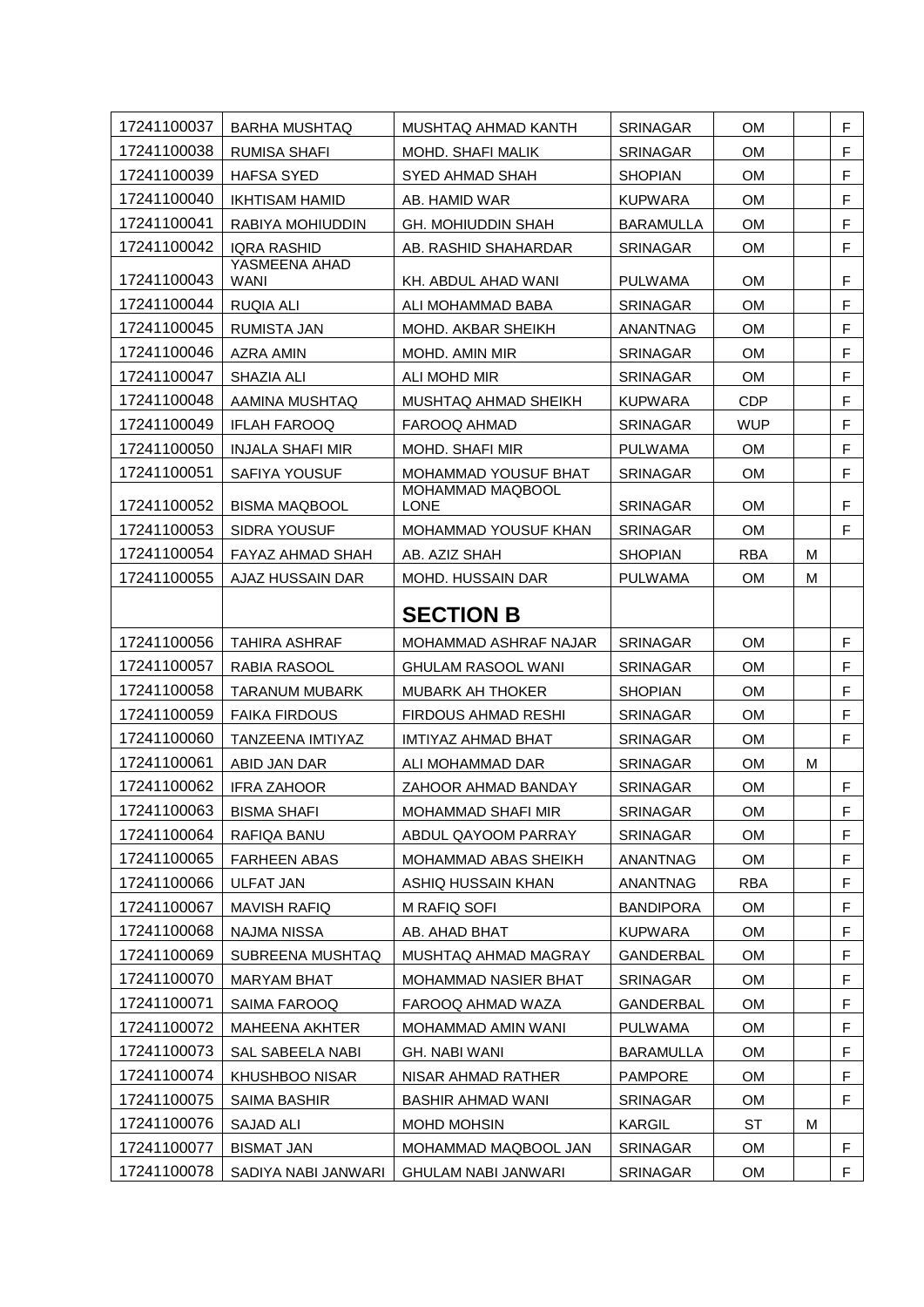| | | | | | | |
|---|---|---|---|---|---|---|
| 17241100037 | BARHA MUSHTAQ | MUSHTAQ AHMAD KANTH | SRINAGAR | OM | | F |
| 17241100038 | RUMISA SHAFI | MOHD. SHAFI MALIK | SRINAGAR | OM | | F |
| 17241100039 | HAFSA SYED | SYED AHMAD SHAH | SHOPIAN | OM | | F |
| 17241100040 | IKHTISAM HAMID | AB. HAMID WAR | KUPWARA | OM | | F |
| 17241100041 | RABIYA MOHIUDDIN | GH. MOHIUDDIN SHAH | BARAMULLA | OM | | F |
| 17241100042 | IQRA RASHID | AB. RASHID SHAHARDAR | SRINAGAR | OM | | F |
| 17241100043 | YASMEENA AHAD WANI | KH. ABDUL AHAD WANI | PULWAMA | OM | | F |
| 17241100044 | RUQIA ALI | ALI MOHAMMAD BABA | SRINAGAR | OM | | F |
| 17241100045 | RUMISTA JAN | MOHD. AKBAR SHEIKH | ANANTNAG | OM | | F |
| 17241100046 | AZRA AMIN | MOHD. AMIN MIR | SRINAGAR | OM | | F |
| 17241100047 | SHAZIA ALI | ALI MOHD MIR | SRINAGAR | OM | | F |
| 17241100048 | AAMINA MUSHTAQ | MUSHTAQ AHMAD SHEIKH | KUPWARA | CDP | | F |
| 17241100049 | IFLAH FAROOQ | FAROOQ AHMAD | SRINAGAR | WUP | | F |
| 17241100050 | INJALA SHAFI MIR | MOHD. SHAFI MIR | PULWAMA | OM | | F |
| 17241100051 | SAFIYA YOUSUF | MOHAMMAD YOUSUF BHAT | SRINAGAR | OM | | F |
| 17241100052 | BISMA MAQBOOL | MOHAMMAD MAQBOOL LONE | SRINAGAR | OM | | F |
| 17241100053 | SIDRA YOUSUF | MOHAMMAD YOUSUF KHAN | SRINAGAR | OM | | F |
| 17241100054 | FAYAZ AHMAD SHAH | AB. AZIZ SHAH | SHOPIAN | RBA | M | |
| 17241100055 | AJAZ HUSSAIN DAR | MOHD. HUSSAIN DAR | PULWAMA | OM | M | |
| | | **SECTION B** | | | | |
| 17241100056 | TAHIRA ASHRAF | MOHAMMAD ASHRAF NAJAR | SRINAGAR | OM | | F |
| 17241100057 | RABIA RASOOL | GHULAM RASOOL WANI | SRINAGAR | OM | | F |
| 17241100058 | TARANUM MUBARK | MUBARK AH THOKER | SHOPIAN | OM | | F |
| 17241100059 | FAIKA FIRDOUS | FIRDOUS AHMAD RESHI | SRINAGAR | OM | | F |
| 17241100060 | TANZEENA IMTIYAZ | IMTIYAZ AHMAD BHAT | SRINAGAR | OM | | F |
| 17241100061 | ABID JAN DAR | ALI MOHAMMAD DAR | SRINAGAR | OM | M | |
| 17241100062 | IFRA ZAHOOR | ZAHOOR AHMAD BANDAY | SRINAGAR | OM | | F |
| 17241100063 | BISMA SHAFI | MOHAMMAD SHAFI MIR | SRINAGAR | OM | | F |
| 17241100064 | RAFIQA BANU | ABDUL QAYOOM PARRAY | SRINAGAR | OM | | F |
| 17241100065 | FARHEEN ABAS | MOHAMMAD ABAS SHEIKH | ANANTNAG | OM | | F |
| 17241100066 | ULFAT JAN | ASHIQ HUSSAIN KHAN | ANANTNAG | RBA | | F |
| 17241100067 | MAVISH RAFIQ | M RAFIQ SOFI | BANDIPORA | OM | | F |
| 17241100068 | NAJMA NISSA | AB. AHAD BHAT | KUPWARA | OM | | F |
| 17241100069 | SUBREENA MUSHTAQ | MUSHTAQ AHMAD MAGRAY | GANDERBAL | OM | | F |
| 17241100070 | MARYAM BHAT | MOHAMMAD NASIER BHAT | SRINAGAR | OM | | F |
| 17241100071 | SAIMA FAROOQ | FAROOQ AHMAD WAZA | GANDERBAL | OM | | F |
| 17241100072 | MAHEENA AKHTER | MOHAMMAD AMIN WANI | PULWAMA | OM | | F |
| 17241100073 | SAL SABEELA NABI | GH. NABI WANI | BARAMULLA | OM | | F |
| 17241100074 | KHUSHBOO NISAR | NISAR AHMAD RATHER | PAMPORE | OM | | F |
| 17241100075 | SAIMA BASHIR | BASHIR AHMAD WANI | SRINAGAR | OM | | F |
| 17241100076 | SAJAD ALI | MOHD MOHSIN | KARGIL | ST | M | |
| 17241100077 | BISMAT JAN | MOHAMMAD MAQBOOL JAN | SRINAGAR | OM | | F |
| 17241100078 | SADIYA NABI JANWARI | GHULAM NABI JANWARI | SRINAGAR | OM | | F |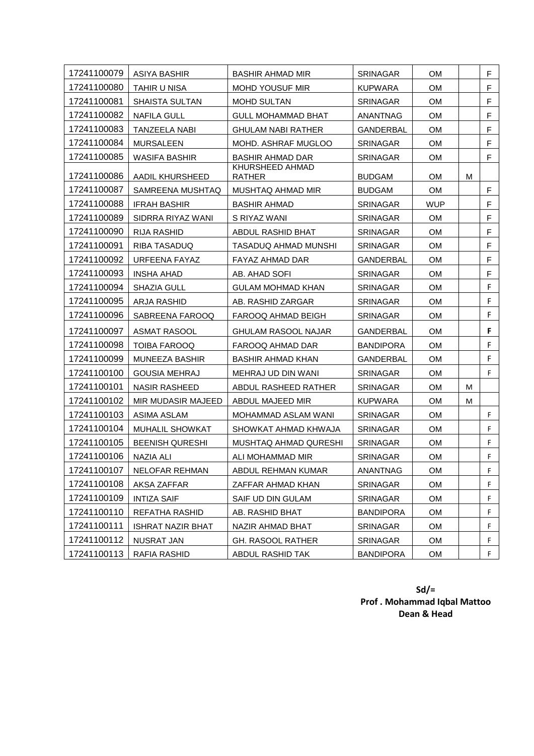| | | | | | | |
|---|---|---|---|---|---|---|
| 17241100079 | ASIYA BASHIR | BASHIR AHMAD MIR | SRINAGAR | OM | | F |
| 17241100080 | TAHIR U NISA | MOHD YOUSUF MIR | KUPWARA | OM | | F |
| 17241100081 | SHAISTA SULTAN | MOHD SULTAN | SRINAGAR | OM | | F |
| 17241100082 | NAFILA GULL | GULL MOHAMMAD BHAT | ANANTNAG | OM | | F |
| 17241100083 | TANZEELA NABI | GHULAM NABI RATHER | GANDERBAL | OM | | F |
| 17241100084 | MURSALEEN | MOHD. ASHRAF MUGLOO | SRINAGAR | OM | | F |
| 17241100085 | WASIFA BASHIR | BASHIR AHMAD DAR | SRINAGAR | OM | | F |
| 17241100086 | AADIL KHURSHEED | KHURSHEED AHMAD RATHER | BUDGAM | OM | M | |
| 17241100087 | SAMREENA MUSHTAQ | MUSHTAQ AHMAD MIR | BUDGAM | OM | | F |
| 17241100088 | IFRAH BASHIR | BASHIR AHMAD | SRINAGAR | WUP | | F |
| 17241100089 | SIDRRA RIYAZ WANI | S RIYAZ WANI | SRINAGAR | OM | | F |
| 17241100090 | RIJA RASHID | ABDUL RASHID BHAT | SRINAGAR | OM | | F |
| 17241100091 | RIBA TASADUQ | TASADUQ AHMAD MUNSHI | SRINAGAR | OM | | F |
| 17241100092 | URFEENA FAYAZ | FAYAZ AHMAD DAR | GANDERBAL | OM | | F |
| 17241100093 | INSHA AHAD | AB. AHAD SOFI | SRINAGAR | OM | | F |
| 17241100094 | SHAZIA GULL | GULAM MOHMAD KHAN | SRINAGAR | OM | | F |
| 17241100095 | ARJA RASHID | AB. RASHID ZARGAR | SRINAGAR | OM | | F |
| 17241100096 | SABREENA FAROOQ | FAROOQ AHMAD BEIGH | SRINAGAR | OM | | F |
| 17241100097 | ASMAT RASOOL | GHULAM RASOOL NAJAR | GANDERBAL | OM | | **F** |
| 17241100098 | TOIBA FAROOQ | FAROOQ AHMAD DAR | BANDIPORA | OM | | F |
| 17241100099 | MUNEEZA BASHIR | BASHIR AHMAD KHAN | GANDERBAL | OM | | F |
| 17241100100 | GOUSIA MEHRAJ | MEHRAJ UD DIN WANI | SRINAGAR | OM | | F |
| 17241100101 | NASIR RASHEED | ABDUL RASHEED RATHER | SRINAGAR | OM | M | |
| 17241100102 | MIR MUDASIR MAJEED | ABDUL MAJEED MIR | KUPWARA | OM | M | |
| 17241100103 | ASIMA ASLAM | MOHAMMAD ASLAM WANI | SRINAGAR | OM | | F |
| 17241100104 | MUHALIL SHOWKAT | SHOWKAT AHMAD KHWAJA | SRINAGAR | OM | | F |
| 17241100105 | BEENISH QURESHI | MUSHTAQ AHMAD QURESHI | SRINAGAR | OM | | F |
| 17241100106 | NAZIA ALI | ALI MOHAMMAD MIR | SRINAGAR | OM | | F |
| 17241100107 | NELOFAR REHMAN | ABDUL REHMAN KUMAR | ANANTNAG | OM | | F |
| 17241100108 | AKSA ZAFFAR | ZAFFAR AHMAD KHAN | SRINAGAR | OM | | F |
| 17241100109 | INTIZA SAIF | SAIF UD DIN GULAM | SRINAGAR | OM | | F |
| 17241100110 | REFATHA RASHID | AB. RASHID BHAT | BANDIPORA | OM | | F |
| 17241100111 | ISHRAT NAZIR BHAT | NAZIR AHMAD BHAT | SRINAGAR | OM | | F |
| 17241100112 | NUSRAT JAN | GH. RASOOL RATHER | SRINAGAR | OM | | F |
| 17241100113 | RAFIA RASHID | ABDUL RASHID TAK | BANDIPORA | OM | | F |

**Sd/=**
**Prof . Mohammad Iqbal Mattoo**
**Dean & Head**